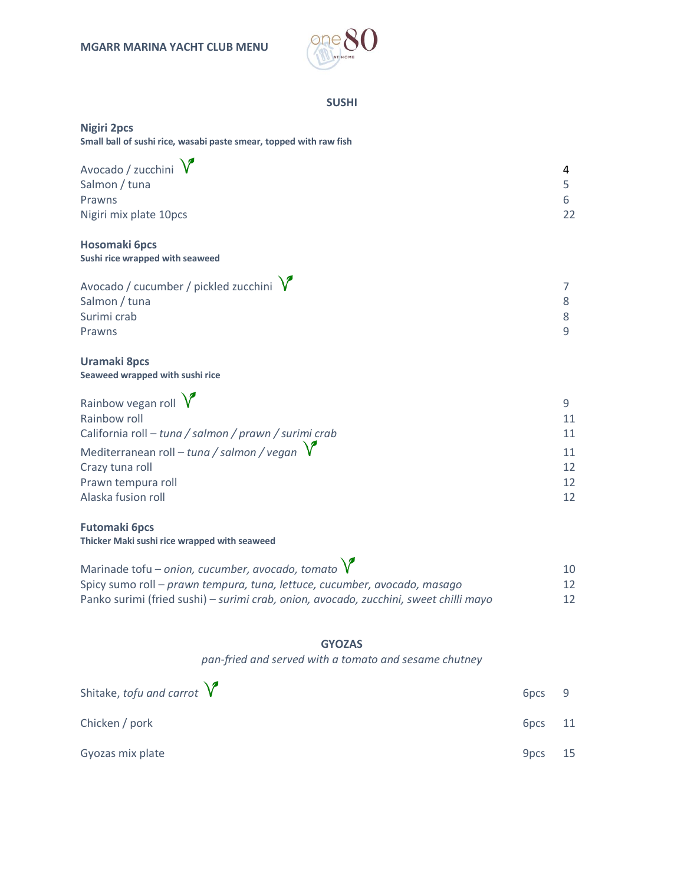# MGARR MARINA YACHT CLUB MENU

## SUSHI

### Nigiri 2pcs

**Small ball of sushi rice, wasabi paste smear, topped with raw fish**

| Item | Price |
|---|---|
| Avocado / zucchini (V) | 4 |
| Salmon / tuna | 5 |
| Prawns | 6 |
| Nigiri mix plate 10pcs | 22 |

### Hosomaki 6pcs

**Sushi rice wrapped with seaweed**

| Item | Price |
|---|---|
| Avocado / cucumber / pickled zucchini (V) | 7 |
| Salmon / tuna | 8 |
| Surimi crab | 8 |
| Prawns | 9 |

### Uramaki 8pcs

**Seaweed wrapped with sushi rice**

| Item | Price |
|---|---|
| Rainbow vegan roll (V) | 9 |
| Rainbow roll | 11 |
| California roll – *tuna / salmon / prawn / surimi crab* | 11 |
| Mediterranean roll – *tuna / salmon / vegan* (V) | 11 |
| Crazy tuna roll | 12 |
| Prawn tempura roll | 12 |
| Alaska fusion roll | 12 |

### Futomaki 6pcs

**Thicker Maki sushi rice wrapped with seaweed**

| Item | Price |
|---|---|
| Marinade tofu – *onion, cucumber, avocado, tomato* (V) | 10 |
| Spicy sumo roll – *prawn tempura, tuna, lettuce, cucumber, avocado, masago* | 12 |
| Panko surimi (fried sushi) – *surimi crab, onion, avocado, zucchini, sweet chilli mayo* | 12 |

## GYOZAS

*pan-fried and served with a tomato and sesame chutney*

| Item | Pieces | Price |
|---|---|---|
| Shitake, *tofu and carrot* (V) | 6pcs | 9 |
| Chicken / pork | 6pcs | 11 |
| Gyozas mix plate | 9pcs | 15 |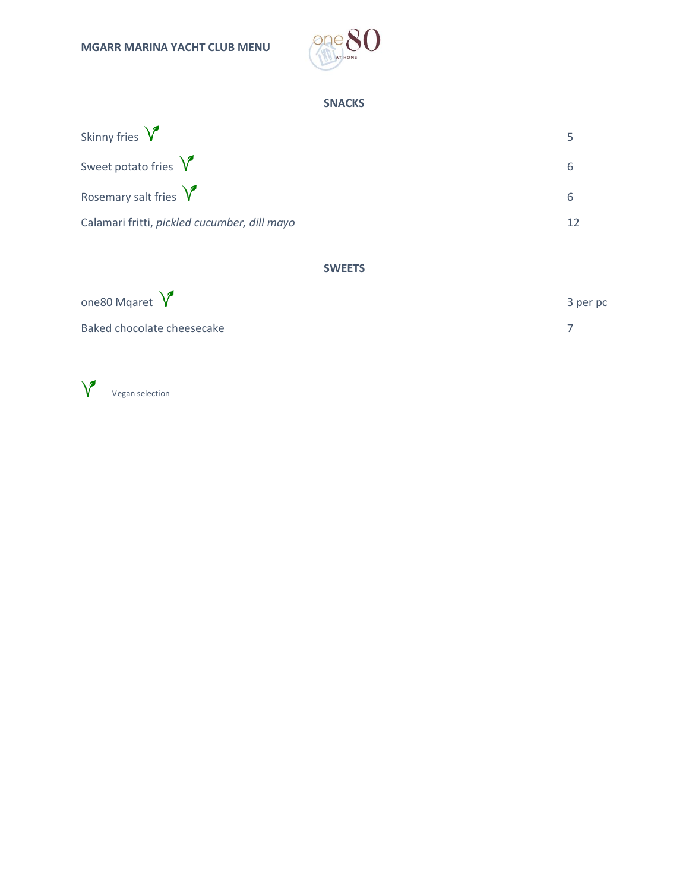**MGARR MARINA YACHT CLUB MENU**

## SNACKS

| | |
|---|---|
| Skinny fries (V) | 5 |
| Sweet potato fries (V) | 6 |
| Rosemary salt fries (V) | 6 |
| Calamari fritti, *pickled cucumber, dill mayo* | 12 |

## SWEETS

| | |
|---|---|
| one80 Mqaret (V) | 3 per pc |
| Baked chocolate cheesecake | 7 |

(V) Vegan selection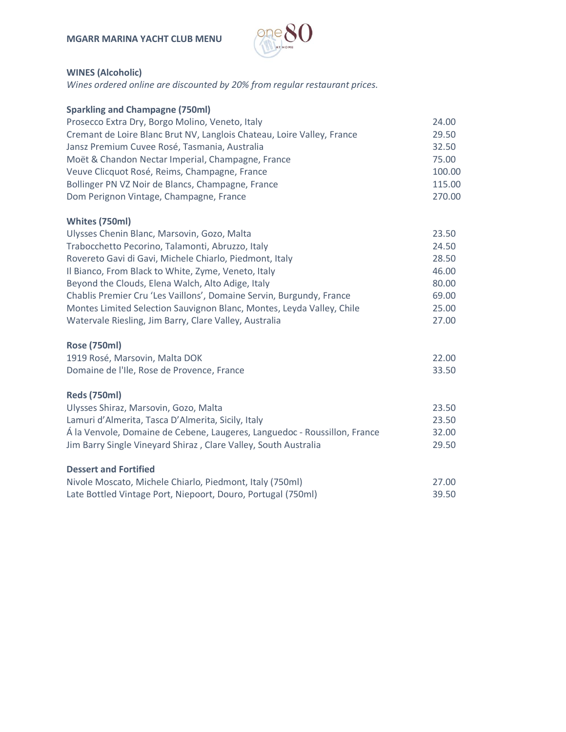MGARR MARINA YACHT CLUB MENU

## WINES (Alcoholic)

*Wines ordered online are discounted by 20% from regular restaurant prices.*

### Sparkling and Champagne (750ml)

| | |
|---|---|
| Prosecco Extra Dry, Borgo Molino, Veneto, Italy | 24.00 |
| Cremant de Loire Blanc Brut NV, Langlois Chateau, Loire Valley, France | 29.50 |
| Jansz Premium Cuvee Rosé, Tasmania, Australia | 32.50 |
| Moët & Chandon Nectar Imperial, Champagne, France | 75.00 |
| Veuve Clicquot Rosé, Reims, Champagne, France | 100.00 |
| Bollinger PN VZ Noir de Blancs, Champagne, France | 115.00 |
| Dom Perignon Vintage, Champagne, France | 270.00 |

### Whites (750ml)

| | |
|---|---|
| Ulysses Chenin Blanc, Marsovin, Gozo, Malta | 23.50 |
| Trabocchetto Pecorino, Talamonti, Abruzzo, Italy | 24.50 |
| Rovereto Gavi di Gavi, Michele Chiarlo, Piedmont, Italy | 28.50 |
| Il Bianco, From Black to White, Zyme, Veneto, Italy | 46.00 |
| Beyond the Clouds, Elena Walch, Alto Adige, Italy | 80.00 |
| Chablis Premier Cru 'Les Vaillons', Domaine Servin, Burgundy, France | 69.00 |
| Montes Limited Selection Sauvignon Blanc, Montes, Leyda Valley, Chile | 25.00 |
| Watervale Riesling, Jim Barry, Clare Valley, Australia | 27.00 |

### Rose (750ml)

| | |
|---|---|
| 1919 Rosé, Marsovin, Malta DOK | 22.00 |
| Domaine de l'Ile, Rose de Provence, France | 33.50 |

### Reds (750ml)

| | |
|---|---|
| Ulysses Shiraz, Marsovin, Gozo, Malta | 23.50 |
| Lamuri d'Almerita, Tasca D'Almerita, Sicily, Italy | 23.50 |
| Á la Venvole, Domaine de Cebene, Laugeres, Languedoc - Roussillon, France | 32.00 |
| Jim Barry Single Vineyard Shiraz , Clare Valley, South Australia | 29.50 |

### Dessert and Fortified

| | |
|---|---|
| Nivole Moscato, Michele Chiarlo, Piedmont, Italy (750ml) | 27.00 |
| Late Bottled Vintage Port, Niepoort, Douro, Portugal (750ml) | 39.50 |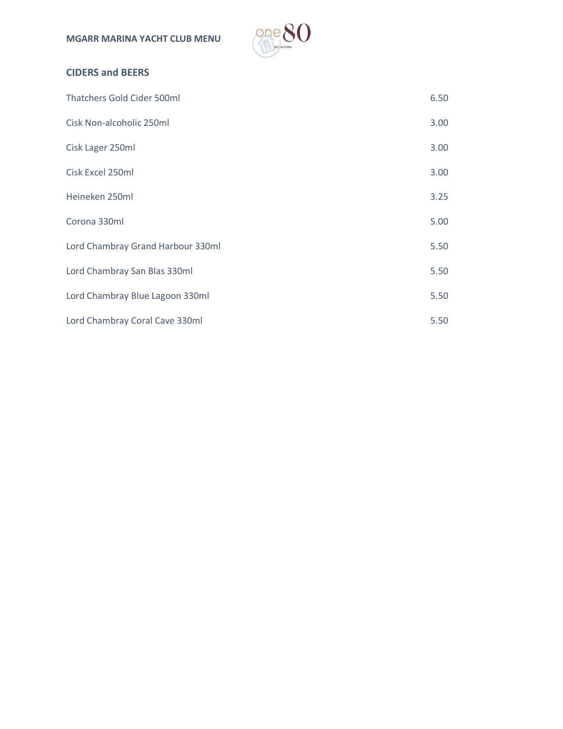**MGARR MARINA YACHT CLUB MENU**

## CIDERS and BEERS

| Item | Price |
|---|---|
| Thatchers Gold Cider 500ml | 6.50 |
| Cisk Non-alcoholic 250ml | 3.00 |
| Cisk Lager 250ml | 3.00 |
| Cisk Excel 250ml | 3.00 |
| Heineken 250ml | 3.25 |
| Corona 330ml | 5.00 |
| Lord Chambray Grand Harbour 330ml | 5.50 |
| Lord Chambray San Blas 330ml | 5.50 |
| Lord Chambray Blue Lagoon 330ml | 5.50 |
| Lord Chambray Coral Cave 330ml | 5.50 |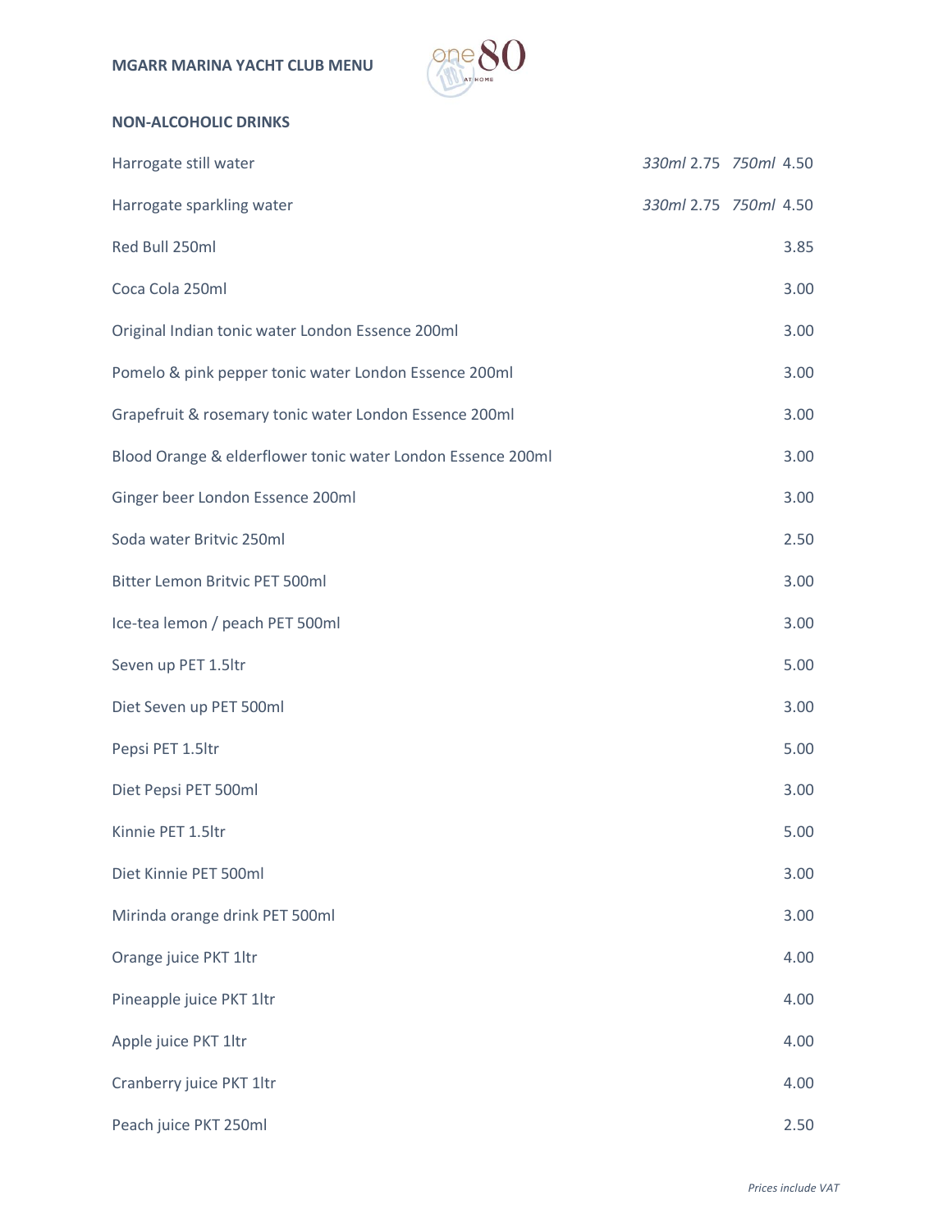**MGARR MARINA YACHT CLUB MENU**

## NON-ALCOHOLIC DRINKS

| | |
|---|---|
| Harrogate still water | *330ml* 2.75 *750ml* 4.50 |
| Harrogate sparkling water | *330ml* 2.75 *750ml* 4.50 |
| Red Bull 250ml | 3.85 |
| Coca Cola 250ml | 3.00 |
| Original Indian tonic water London Essence 200ml | 3.00 |
| Pomelo & pink pepper tonic water London Essence 200ml | 3.00 |
| Grapefruit & rosemary tonic water London Essence 200ml | 3.00 |
| Blood Orange & elderflower tonic water London Essence 200ml | 3.00 |
| Ginger beer London Essence 200ml | 3.00 |
| Soda water Britvic 250ml | 2.50 |
| Bitter Lemon Britvic PET 500ml | 3.00 |
| Ice-tea lemon / peach PET 500ml | 3.00 |
| Seven up PET 1.5ltr | 5.00 |
| Diet Seven up PET 500ml | 3.00 |
| Pepsi PET 1.5ltr | 5.00 |
| Diet Pepsi PET 500ml | 3.00 |
| Kinnie PET 1.5ltr | 5.00 |
| Diet Kinnie PET 500ml | 3.00 |
| Mirinda orange drink PET 500ml | 3.00 |
| Orange juice PKT 1ltr | 4.00 |
| Pineapple juice PKT 1ltr | 4.00 |
| Apple juice PKT 1ltr | 4.00 |
| Cranberry juice PKT 1ltr | 4.00 |
| Peach juice PKT 250ml | 2.50 |

*Prices include VAT*